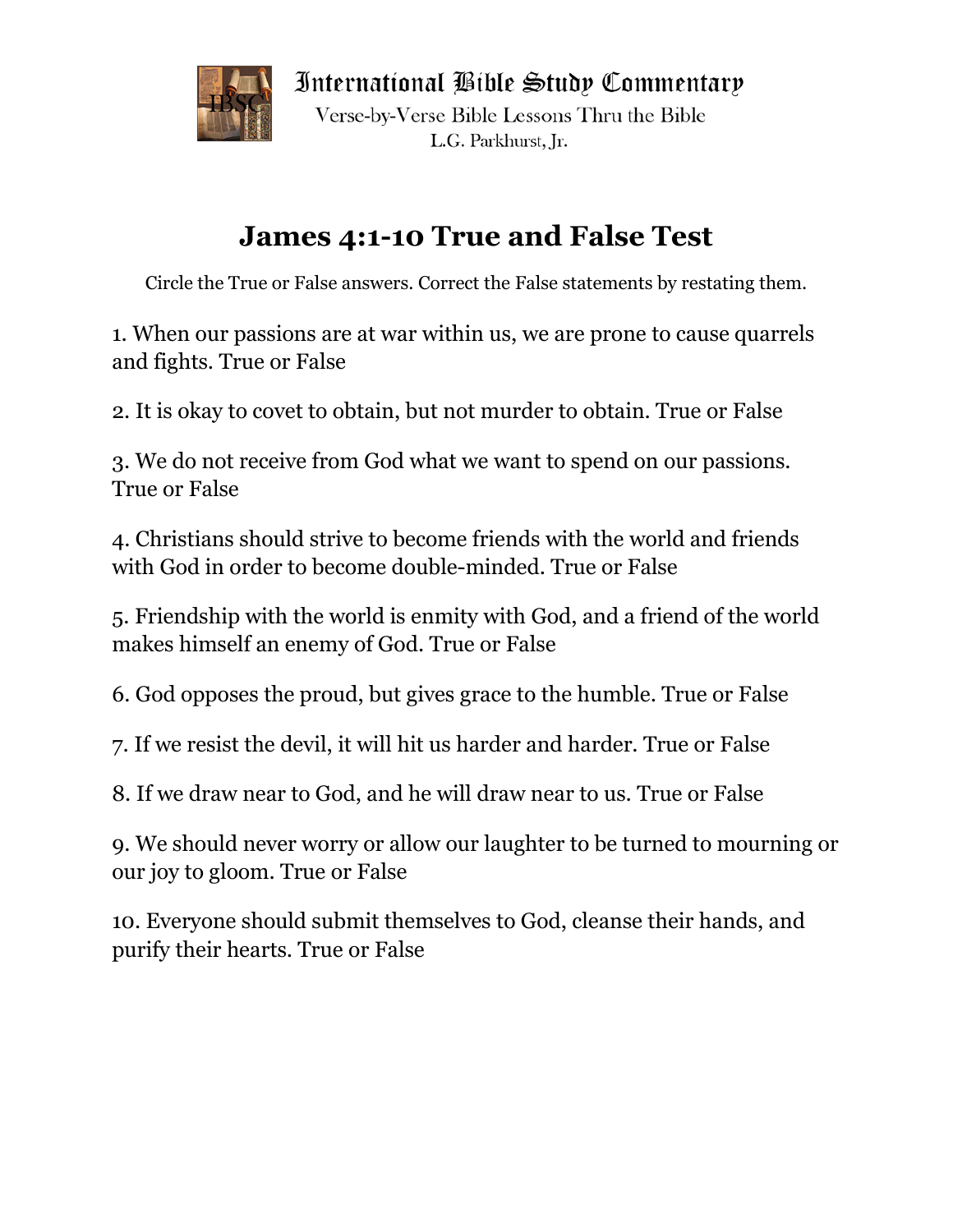International Bible Study Commentary

Verse-by-Verse Bible Lessons Thru the Bible

L.G. Parkhurst, Jr.

# James 4:1-10 True and False Test

Circle the True or False answers. Correct the False statements by restating them.

1. When our passions are at war within us, we are prone to cause quarrels and fights. True or False

2. It is okay to covet to obtain, but not murder to obtain. True or False

3. We do not receive from God what we want to spend on our passions. True or False

4. Christians should strive to become friends with the world and friends with God in order to become double-minded. True or False

5. Friendship with the world is enmity with God, and a friend of the world makes himself an enemy of God. True or False

6. God opposes the proud, but gives grace to the humble. True or False

7. If we resist the devil, it will hit us harder and harder. True or False

8. If we draw near to God, and he will draw near to us. True or False

9. We should never worry or allow our laughter to be turned to mourning or our joy to gloom. True or False

10. Everyone should submit themselves to God, cleanse their hands, and purify their hearts. True or False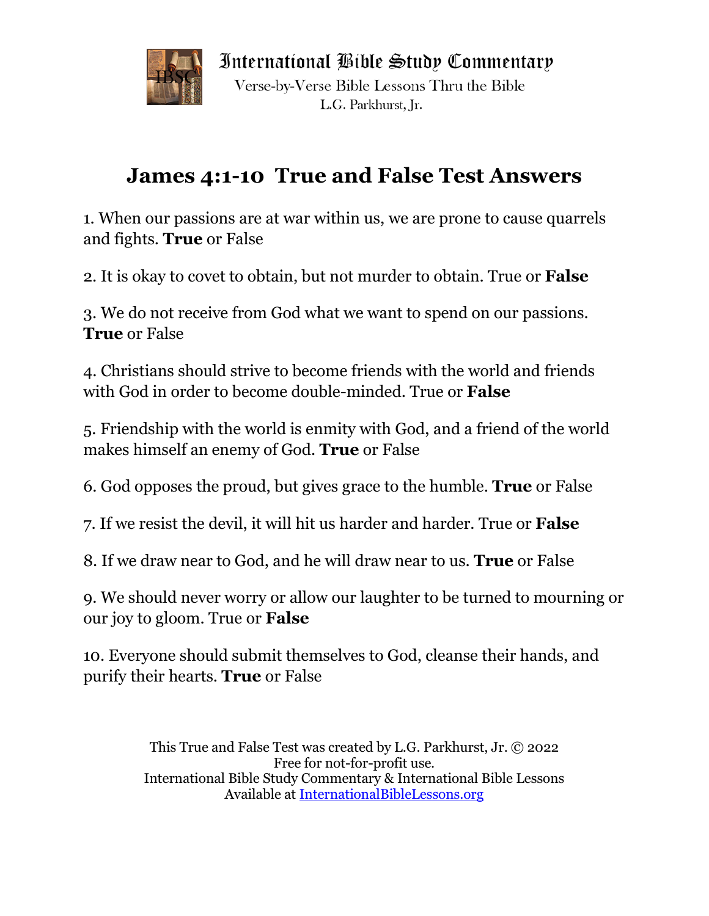International Bible Study Commentary

Verse-by-Verse Bible Lessons Thru the Bible

L.G. Parkhurst, Jr.

# James 4:1-10 True and False Test Answers

1. When our passions are at war within us, we are prone to cause quarrels and fights. **True** or False

2. It is okay to covet to obtain, but not murder to obtain. True or **False**

3. We do not receive from God what we want to spend on our passions. **True** or False

4. Christians should strive to become friends with the world and friends with God in order to become double-minded. True or **False**

5. Friendship with the world is enmity with God, and a friend of the world makes himself an enemy of God. **True** or False

6. God opposes the proud, but gives grace to the humble. **True** or False

7. If we resist the devil, it will hit us harder and harder. True or **False**

8. If we draw near to God, and he will draw near to us. **True** or False

9. We should never worry or allow our laughter to be turned to mourning or our joy to gloom. True or **False**

10. Everyone should submit themselves to God, cleanse their hands, and purify their hearts. **True** or False

This True and False Test was created by L.G. Parkhurst, Jr. © 2022
Free for not-for-profit use.
International Bible Study Commentary & International Bible Lessons
Available at [InternationalBibleLessons.org](InternationalBibleLessons.org)